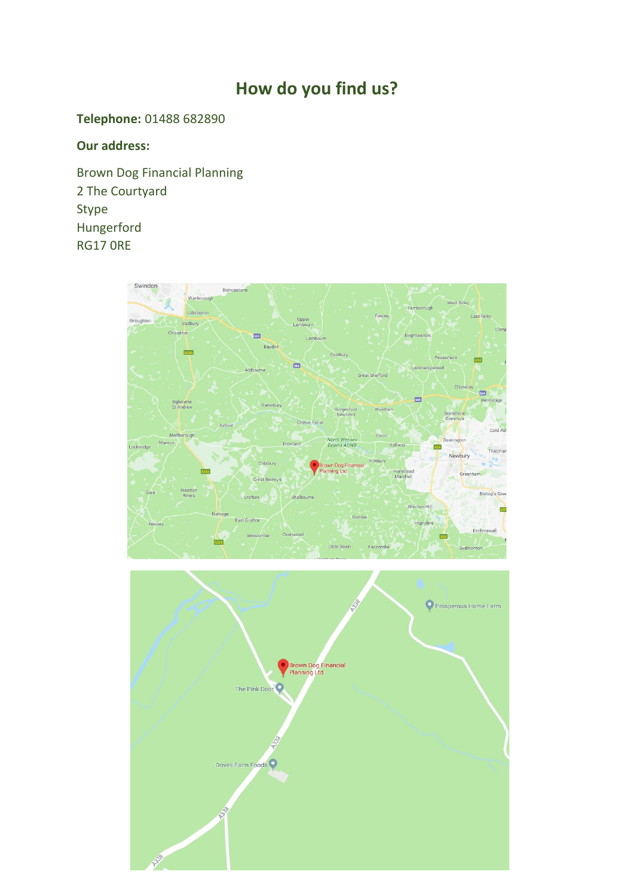# How do you find us?

**Telephone:** 01488 682890

**Our address:**

Brown Dog Financial Planning
2 The Courtyard
Stype
Hungerford
RG17 0RE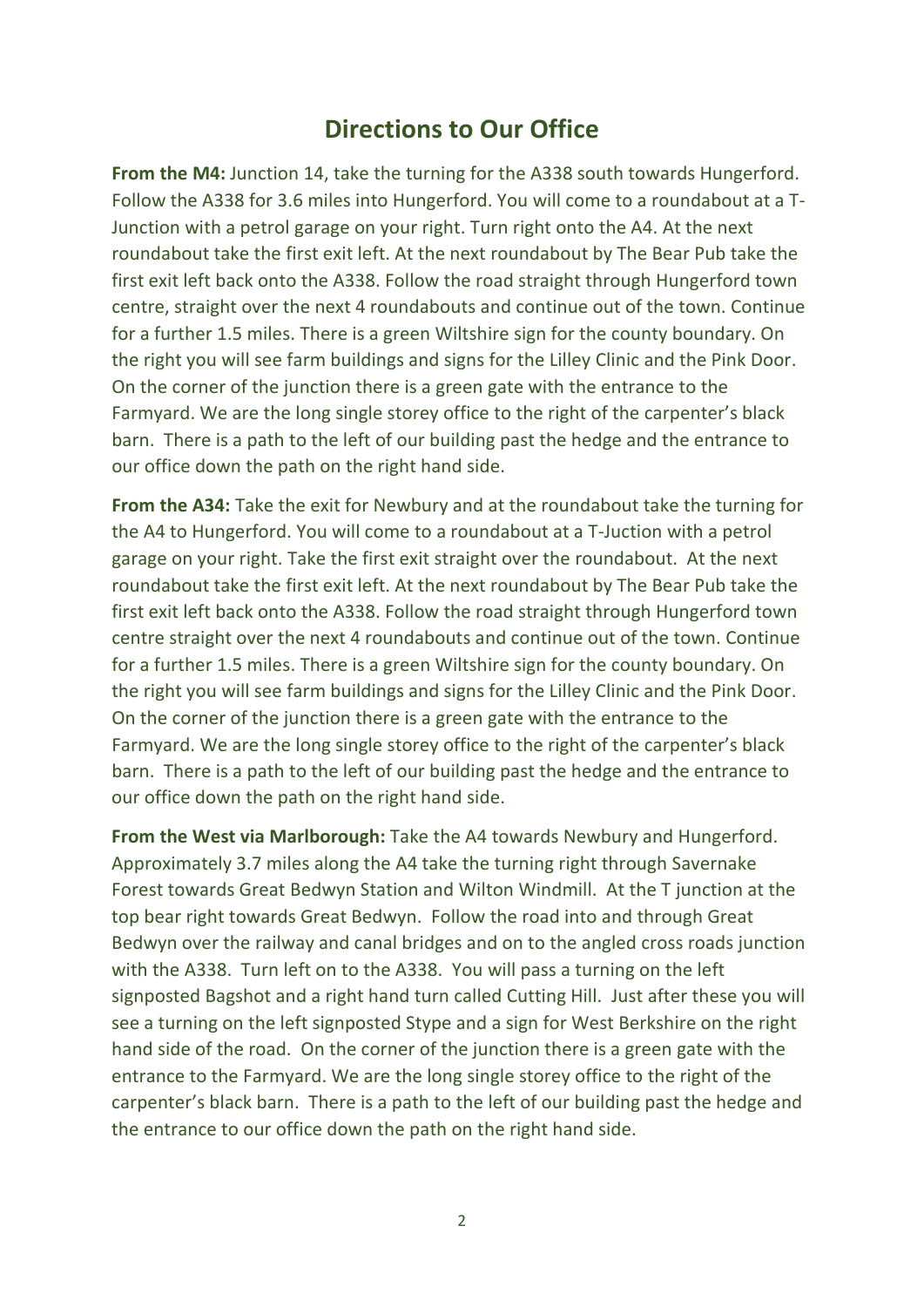# Directions to Our Office

**From the M4:** Junction 14, take the turning for the A338 south towards Hungerford. Follow the A338 for 3.6 miles into Hungerford. You will come to a roundabout at a T-Junction with a petrol garage on your right. Turn right onto the A4. At the next roundabout take the first exit left. At the next roundabout by The Bear Pub take the first exit left back onto the A338. Follow the road straight through Hungerford town centre, straight over the next 4 roundabouts and continue out of the town. Continue for a further 1.5 miles. There is a green Wiltshire sign for the county boundary. On the right you will see farm buildings and signs for the Lilley Clinic and the Pink Door. On the corner of the junction there is a green gate with the entrance to the Farmyard. We are the long single storey office to the right of the carpenter's black barn. There is a path to the left of our building past the hedge and the entrance to our office down the path on the right hand side.

**From the A34:** Take the exit for Newbury and at the roundabout take the turning for the A4 to Hungerford. You will come to a roundabout at a T-Juction with a petrol garage on your right. Take the first exit straight over the roundabout. At the next roundabout take the first exit left. At the next roundabout by The Bear Pub take the first exit left back onto the A338. Follow the road straight through Hungerford town centre straight over the next 4 roundabouts and continue out of the town. Continue for a further 1.5 miles. There is a green Wiltshire sign for the county boundary. On the right you will see farm buildings and signs for the Lilley Clinic and the Pink Door. On the corner of the junction there is a green gate with the entrance to the Farmyard. We are the long single storey office to the right of the carpenter's black barn. There is a path to the left of our building past the hedge and the entrance to our office down the path on the right hand side.

**From the West via Marlborough:** Take the A4 towards Newbury and Hungerford. Approximately 3.7 miles along the A4 take the turning right through Savernake Forest towards Great Bedwyn Station and Wilton Windmill. At the T junction at the top bear right towards Great Bedwyn. Follow the road into and through Great Bedwyn over the railway and canal bridges and on to the angled cross roads junction with the A338. Turn left on to the A338. You will pass a turning on the left signposted Bagshot and a right hand turn called Cutting Hill. Just after these you will see a turning on the left signposted Stype and a sign for West Berkshire on the right hand side of the road. On the corner of the junction there is a green gate with the entrance to the Farmyard. We are the long single storey office to the right of the carpenter's black barn. There is a path to the left of our building past the hedge and the entrance to our office down the path on the right hand side.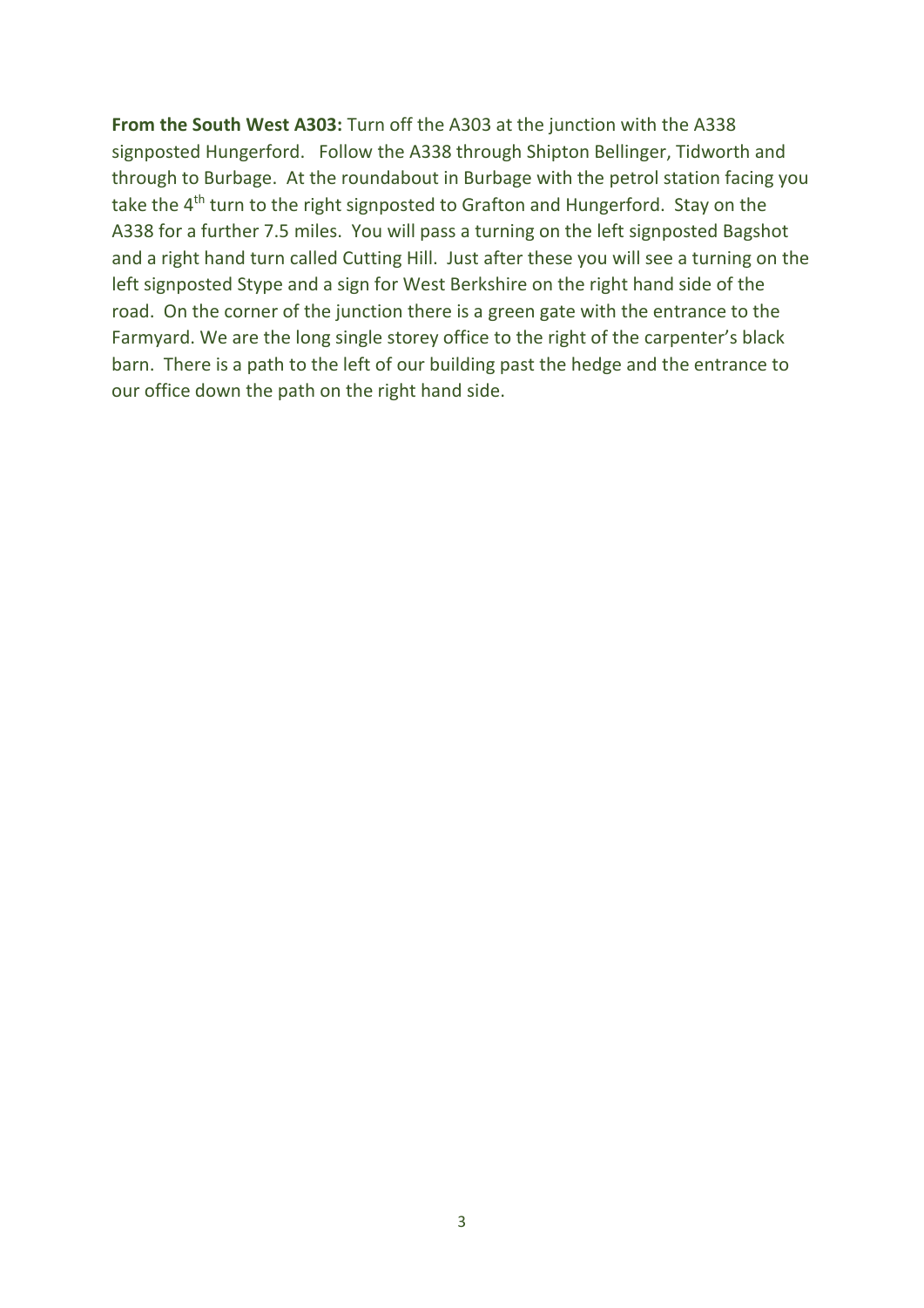**From the South West A303:** Turn off the A303 at the junction with the A338 signposted Hungerford. Follow the A338 through Shipton Bellinger, Tidworth and through to Burbage. At the roundabout in Burbage with the petrol station facing you take the 4th turn to the right signposted to Grafton and Hungerford. Stay on the A338 for a further 7.5 miles. You will pass a turning on the left signposted Bagshot and a right hand turn called Cutting Hill. Just after these you will see a turning on the left signposted Stype and a sign for West Berkshire on the right hand side of the road. On the corner of the junction there is a green gate with the entrance to the Farmyard. We are the long single storey office to the right of the carpenter's black barn. There is a path to the left of our building past the hedge and the entrance to our office down the path on the right hand side.